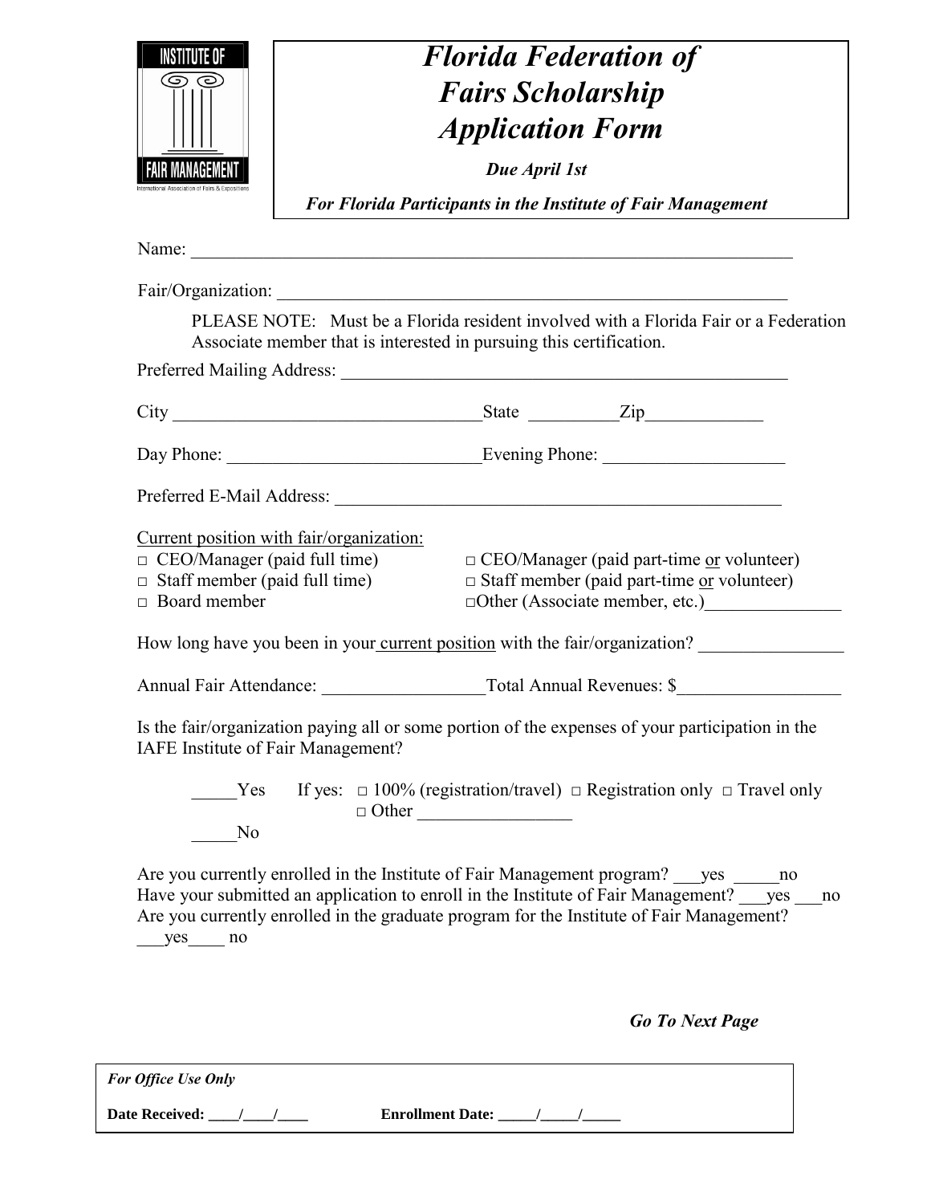INSTITUTE OF FAIR MANAGEMENT

International Association of Fairs & Expositions

# *Florida Federation of Fairs Scholarship Application Form*

***Due April 1st***

***For Florida Participants in the Institute of Fair Management***

Name: ______________________________________________________________________

Fair/Organization: ____________________________________________________________

PLEASE NOTE: Must be a Florida resident involved with a Florida Fair or a Federation Associate member that is interested in pursuing this certification.

Preferred Mailing Address: ___________________________________________________

City ___________________________________State __________Zip_____________

Day Phone: ____________________________Evening Phone: ____________________

Preferred E-Mail Address: ___________________________________________________

Current position with fair/organization:

□ CEO/Manager (paid full time)
□ CEO/Manager (paid part-time or volunteer)
□ Staff member (paid full time)
□ Staff member (paid part-time or volunteer)
□ Board member
□Other (Associate member, etc.)_______________

How long have you been in your current position with the fair/organization? ________________

Annual Fair Attendance: __________________Total Annual Revenues: $__________________

Is the fair/organization paying all or some portion of the expenses of your participation in the IAFE Institute of Fair Management?

_____Yes    If yes: □ 100% (registration/travel) □ Registration only □ Travel only □ Other _________________

_____No

Are you currently enrolled in the Institute of Fair Management program? ___yes _____no
Have your submitted an application to enroll in the Institute of Fair Management? ___yes ___no
Are you currently enrolled in the graduate program for the Institute of Fair Management? ___yes____ no

***Go To Next Page***

***For Office Use Only***

**Date Received: ____/____/____**    **Enrollment Date: _____/_____/_____**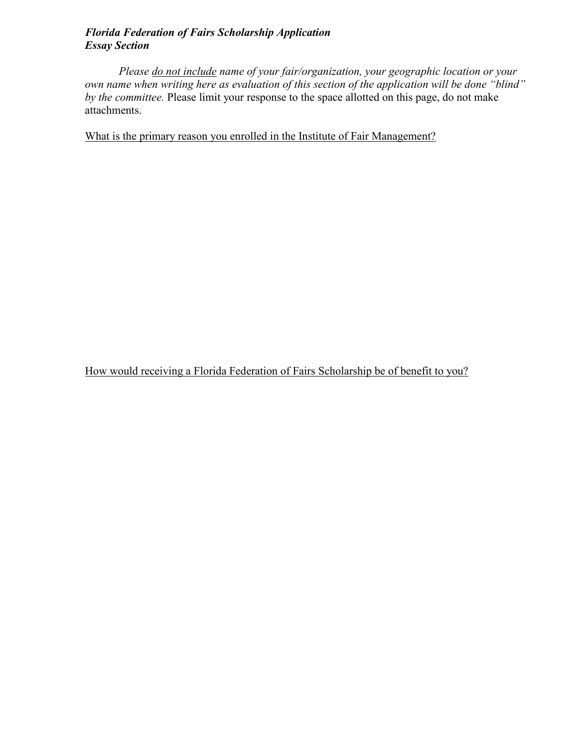***Florida Federation of Fairs Scholarship Application***
***Essay Section***

*Please* <u>*do not include*</u> *name of your fair/organization, your geographic location or your own name when writing here as evaluation of this section of the application will be done "blind" by the committee.* Please limit your response to the space allotted on this page, do not make attachments.

<u>What is the primary reason you enrolled in the Institute of Fair Management?</u>

<u>How would receiving a Florida Federation of Fairs Scholarship be of benefit to you?</u>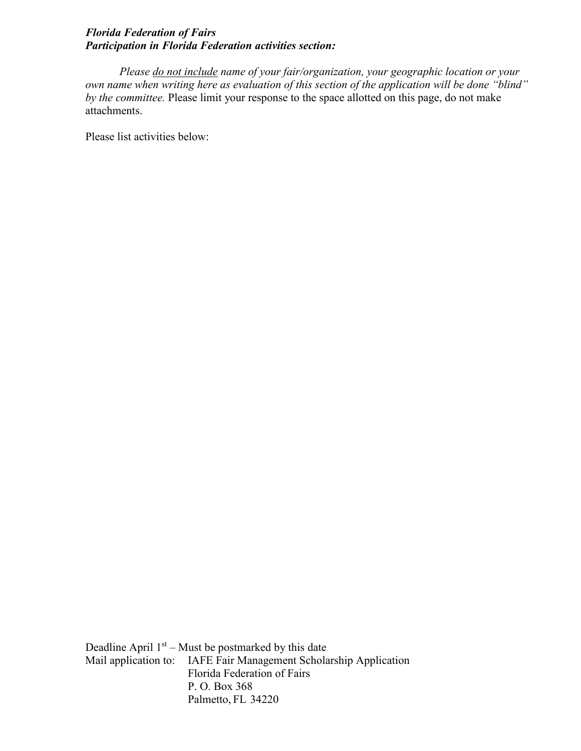***Florida Federation of Fairs***
***Participation in Florida Federation activities section:***

*Please <u>do not include</u> name of your fair/organization, your geographic location or your own name when writing here as evaluation of this section of the application will be done "blind" by the committee.* Please limit your response to the space allotted on this page, do not make attachments.

Please list activities below:

Deadline April 1st – Must be postmarked by this date

Mail application to: IAFE Fair Management Scholarship Application
Florida Federation of Fairs
P. O. Box 368
Palmetto, FL 34220